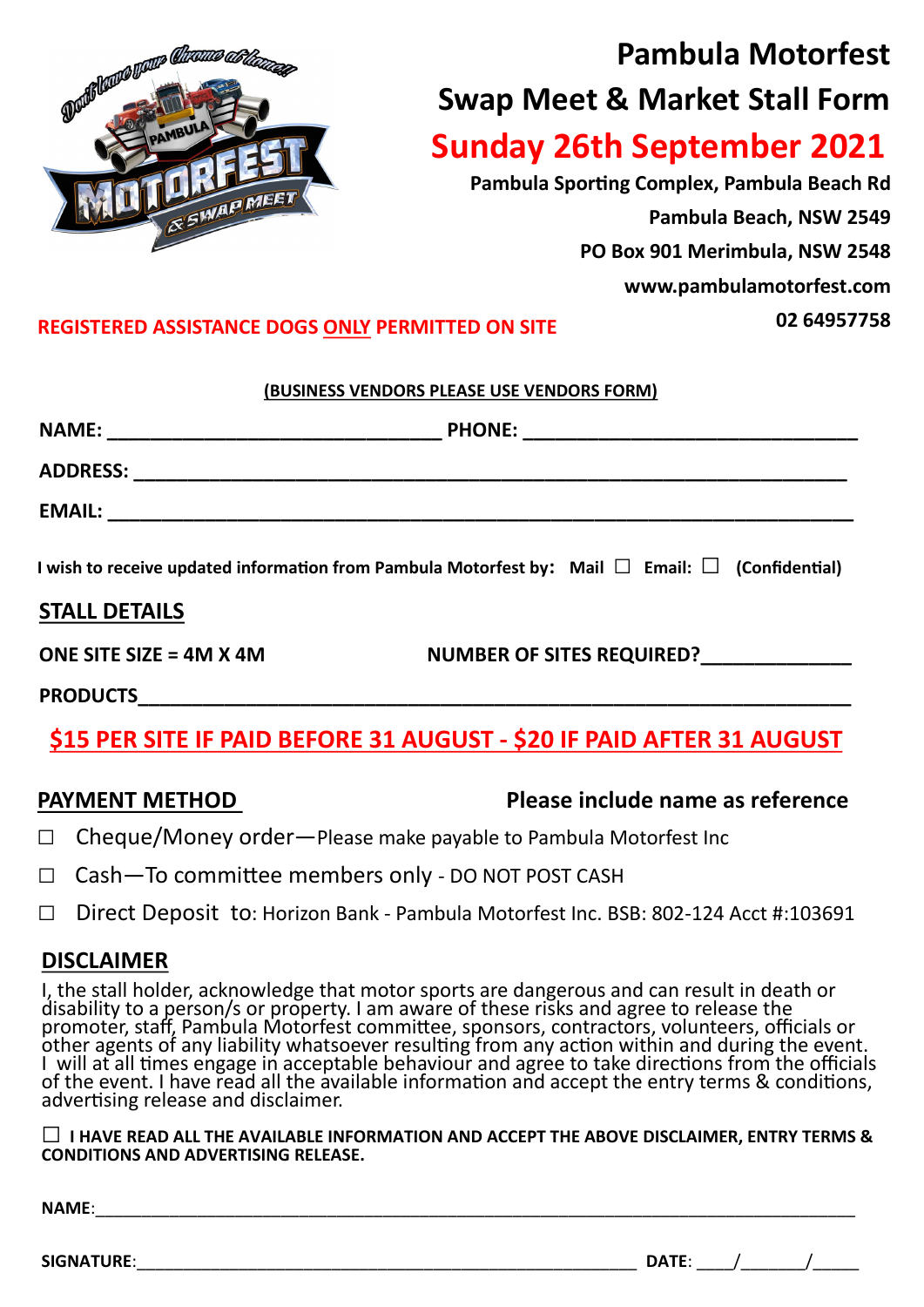# Pambula Motorfest

## Swap Meet & Market Stall Form

## Sunday 26th September 2021

**Pambula Sporting Complex, Pambula Beach Rd**

**Pambula Beach, NSW 2549**

**PO Box 901 Merimbula, NSW 2548**

**www.pambulamotorfest.com**

**02 64957758**

**REGISTERED ASSISTANCE DOGS ONLY PERMITTED ON SITE**

**(BUSINESS VENDORS PLEASE USE VENDORS FORM)**

**NAME:** ______________________________ **PHONE:** ______________________________

**ADDRESS:** ____________________________________________________________

**EMAIL:** ______________________________________________________________

**I wish to receive updated information from Pambula Motorfest by: Mail ☐ Email: ☐ (Confidential)**

## STALL DETAILS

**ONE SITE SIZE = 4M X 4M** **NUMBER OF SITES REQUIRED?**____________

**PRODUCTS**______________________________________________________________

**$15 PER SITE IF PAID BEFORE 31 AUGUST - $20 IF PAID AFTER 31 AUGUST**

## PAYMENT METHOD

**Please include name as reference**

☐ Cheque/Money order—Please make payable to Pambula Motorfest Inc

☐ Cash—To committee members only - DO NOT POST CASH

☐ Direct Deposit to: Horizon Bank - Pambula Motorfest Inc. BSB: 802-124 Acct #:103691

## DISCLAIMER

I, the stall holder, acknowledge that motor sports are dangerous and can result in death or disability to a person/s or property. I am aware of these risks and agree to release the promoter, staff, Pambula Motorfest committee, sponsors, contractors, volunteers, officials or other agents of any liability whatsoever resulting from any action within and during the event. I will at all times engage in acceptable behaviour and agree to take directions from the officials of the event. I have read all the available information and accept the entry terms & conditions, advertising release and disclaimer.

☐ **I HAVE READ ALL THE AVAILABLE INFORMATION AND ACCEPT THE ABOVE DISCLAIMER, ENTRY TERMS & CONDITIONS AND ADVERTISING RELEASE.**

**NAME**:______________________________________________________________

**SIGNATURE**:____________________________________ **DATE**: ____/_______/_____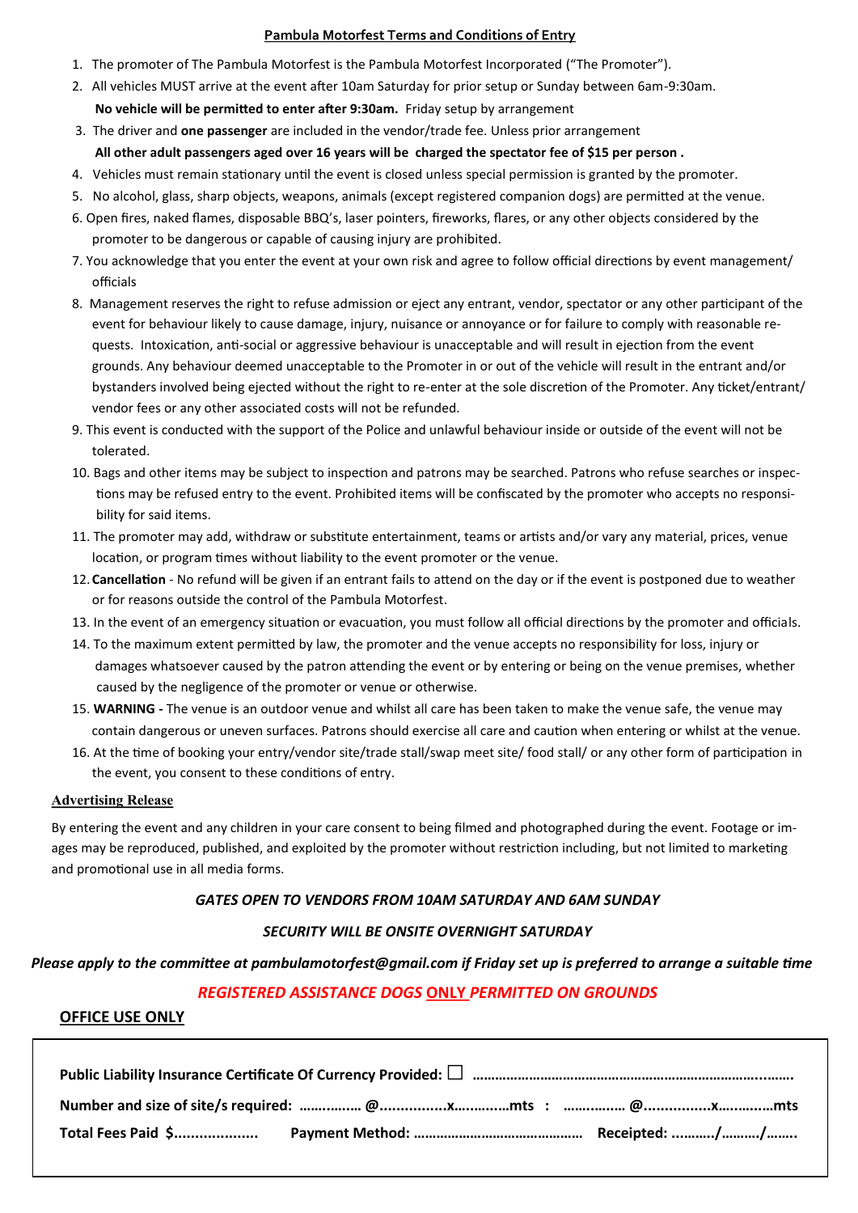## Pambula Motorfest Terms and Conditions of Entry

1. The promoter of The Pambula Motorfest is the Pambula Motorfest Incorporated ("The Promoter").
2. All vehicles MUST arrive at the event after 10am Saturday for prior setup or Sunday between 6am-9:30am. **No vehicle will be permitted to enter after 9:30am.** Friday setup by arrangement
3. The driver and **one passenger** are included in the vendor/trade fee. Unless prior arrangement **All other adult passengers aged over 16 years will be charged the spectator fee of $15 per person .**
4. Vehicles must remain stationary until the event is closed unless special permission is granted by the promoter.
5. No alcohol, glass, sharp objects, weapons, animals (except registered companion dogs) are permitted at the venue.
6. Open fires, naked flames, disposable BBQ's, laser pointers, fireworks, flares, or any other objects considered by the promoter to be dangerous or capable of causing injury are prohibited.
7. You acknowledge that you enter the event at your own risk and agree to follow official directions by event management/ officials
8. Management reserves the right to refuse admission or eject any entrant, vendor, spectator or any other participant of the event for behaviour likely to cause damage, injury, nuisance or annoyance or for failure to comply with reasonable requests. Intoxication, anti-social or aggressive behaviour is unacceptable and will result in ejection from the event grounds. Any behaviour deemed unacceptable to the Promoter in or out of the vehicle will result in the entrant and/or bystanders involved being ejected without the right to re-enter at the sole discretion of the Promoter. Any ticket/entrant/ vendor fees or any other associated costs will not be refunded.
9. This event is conducted with the support of the Police and unlawful behaviour inside or outside of the event will not be tolerated.
10. Bags and other items may be subject to inspection and patrons may be searched. Patrons who refuse searches or inspections may be refused entry to the event. Prohibited items will be confiscated by the promoter who accepts no responsibility for said items.
11. The promoter may add, withdraw or substitute entertainment, teams or artists and/or vary any material, prices, venue location, or program times without liability to the event promoter or the venue.
12. **Cancellation** - No refund will be given if an entrant fails to attend on the day or if the event is postponed due to weather or for reasons outside the control of the Pambula Motorfest.
13. In the event of an emergency situation or evacuation, you must follow all official directions by the promoter and officials.
14. To the maximum extent permitted by law, the promoter and the venue accepts no responsibility for loss, injury or damages whatsoever caused by the patron attending the event or by entering or being on the venue premises, whether caused by the negligence of the promoter or venue or otherwise.
15. **WARNING -** The venue is an outdoor venue and whilst all care has been taken to make the venue safe, the venue may contain dangerous or uneven surfaces. Patrons should exercise all care and caution when entering or whilst at the venue.
16. At the time of booking your entry/vendor site/trade stall/swap meet site/ food stall/ or any other form of participation in the event, you consent to these conditions of entry.

### Advertising Release

By entering the event and any children in your care consent to being filmed and photographed during the event. Footage or images may be reproduced, published, and exploited by the promoter without restriction including, but not limited to marketing and promotional use in all media forms.

***GATES OPEN TO VENDORS FROM 10AM SATURDAY AND 6AM SUNDAY***

***SECURITY WILL BE ONSITE OVERNIGHT SATURDAY***

***Please apply to the committee at pambulamotorfest@gmail.com if Friday set up is preferred to arrange a suitable time***

***REGISTERED ASSISTANCE DOGS ONLY PERMITTED ON GROUNDS***

### OFFICE USE ONLY

**Public Liability Insurance Certificate Of Currency Provided:** ☐ ……………………………………………………………………..…….

**Number and size of site/s required:** ……..…… @................x…….…..mts : ……..…… @................x……..…..mts

**Total Fees Paid $....................** **Payment Method:** ……………………………………… **Receipted:** .........../........../........